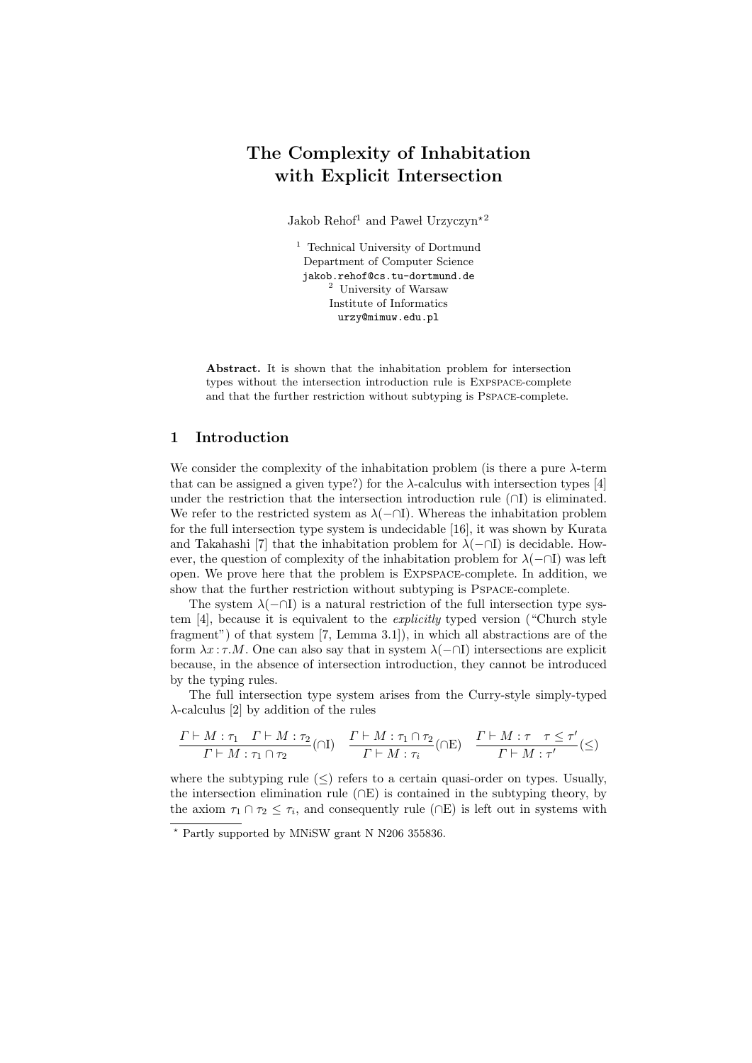# The Complexity of Inhabitation with Explicit Intersection

Jakob Rehof[1] and Paweł Urzyczyn[⋆2]

[1] Technical University of Dortmund
Department of Computer Science
jakob.rehof@cs.tu-dortmund.de

[2] University of Warsaw
Institute of Informatics
urzy@mimuw.edu.pl

**Abstract.** It is shown that the inhabitation problem for intersection types without the intersection introduction rule is Expspace-complete and that the further restriction without subtyping is Pspace-complete.

## 1 Introduction

We consider the complexity of the inhabitation problem (is there a pure $\lambda$-term that can be assigned a given type?) for the $\lambda$-calculus with intersection types [4] under the restriction that the intersection introduction rule ($\cap$I) is eliminated. We refer to the restricted system as $\lambda(-\cap\mathrm{I})$. Whereas the inhabitation problem for the full intersection type system is undecidable [16], it was shown by Kurata and Takahashi [7] that the inhabitation problem for $\lambda(-\cap\mathrm{I})$ is decidable. However, the question of complexity of the inhabitation problem for $\lambda(-\cap\mathrm{I})$ was left open. We prove here that the problem is Expspace-complete. In addition, we show that the further restriction without subtyping is Pspace-complete.

The system $\lambda(-\cap\mathrm{I})$ is a natural restriction of the full intersection type system [4], because it is equivalent to the *explicitly* typed version ("Church style fragment") of that system [7, Lemma 3.1]), in which all abstractions are of the form $\lambda x : \tau . M$. One can also say that in system $\lambda(-\cap\mathrm{I})$ intersections are explicit because, in the absence of intersection introduction, they cannot be introduced by the typing rules.

The full intersection type system arises from the Curry-style simply-typed $\lambda$-calculus [2] by addition of the rules

$$\frac{\Gamma \vdash M : \tau_1 \quad \Gamma \vdash M : \tau_2}{\Gamma \vdash M : \tau_1 \cap \tau_2}(\cap\mathrm{I}) \quad \frac{\Gamma \vdash M : \tau_1 \cap \tau_2}{\Gamma \vdash M : \tau_i}(\cap\mathrm{E}) \quad \frac{\Gamma \vdash M : \tau \quad \tau \leq \tau'}{\Gamma \vdash M : \tau'}(\leq)$$

where the subtyping rule ($\leq$) refers to a certain quasi-order on types. Usually, the intersection elimination rule ($\cap$E) is contained in the subtyping theory, by the axiom $\tau_1 \cap \tau_2 \leq \tau_i$, and consequently rule ($\cap$E) is left out in systems with

⋆ Partly supported by MNiSW grant N N206 355836.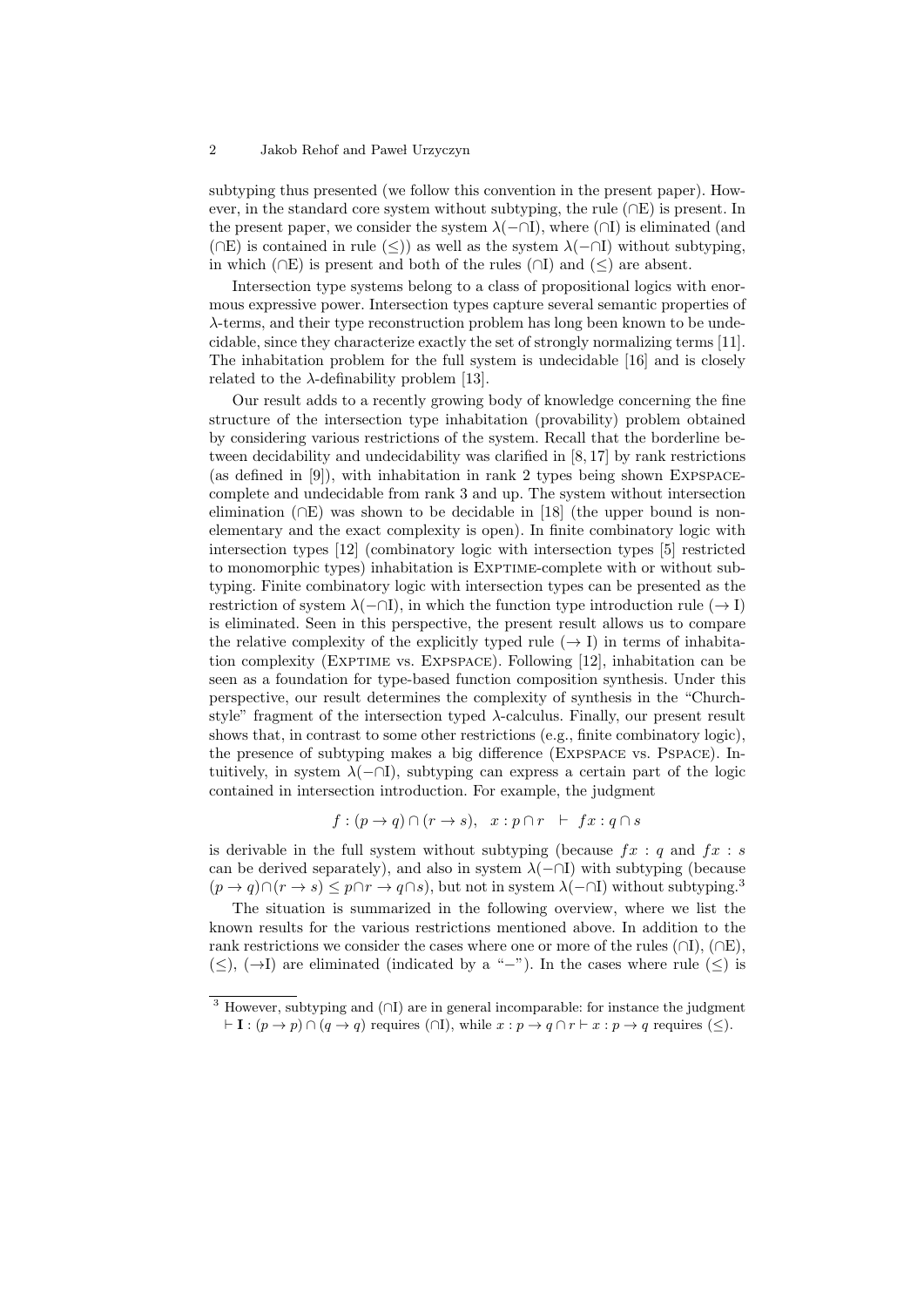subtyping thus presented (we follow this convention in the present paper). However, in the standard core system without subtyping, the rule ($\cap$E) is present. In the present paper, we consider the system $\lambda(-\cap\mathrm{I})$, where ($\cap$I) is eliminated (and ($\cap$E) is contained in rule ($\leq$)) as well as the system $\lambda(-\cap\mathrm{I})$ without subtyping, in which ($\cap$E) is present and both of the rules ($\cap$I) and ($\leq$) are absent.

Intersection type systems belong to a class of propositional logics with enormous expressive power. Intersection types capture several semantic properties of $\lambda$-terms, and their type reconstruction problem has long been known to be undecidable, since they characterize exactly the set of strongly normalizing terms [11]. The inhabitation problem for the full system is undecidable [16] and is closely related to the $\lambda$-definability problem [13].

Our result adds to a recently growing body of knowledge concerning the fine structure of the intersection type inhabitation (provability) problem obtained by considering various restrictions of the system. Recall that the borderline between decidability and undecidability was clarified in [8, 17] by rank restrictions (as defined in [9]), with inhabitation in rank 2 types being shown Expspace-complete and undecidable from rank 3 and up. The system without intersection elimination ($\cap$E) was shown to be decidable in [18] (the upper bound is non-elementary and the exact complexity is open). In finite combinatory logic with intersection types [12] (combinatory logic with intersection types [5] restricted to monomorphic types) inhabitation is Exptime-complete with or without subtyping. Finite combinatory logic with intersection types can be presented as the restriction of system $\lambda(-\cap\mathrm{I})$, in which the function type introduction rule ($\to$ I) is eliminated. Seen in this perspective, the present result allows us to compare the relative complexity of the explicitly typed rule ($\to$ I) in terms of inhabitation complexity (Exptime vs. Expspace). Following [12], inhabitation can be seen as a foundation for type-based function composition synthesis. Under this perspective, our result determines the complexity of synthesis in the "Church-style" fragment of the intersection typed $\lambda$-calculus. Finally, our present result shows that, in contrast to some other restrictions (e.g., finite combinatory logic), the presence of subtyping makes a big difference (Expspace vs. Pspace). Intuitively, in system $\lambda(-\cap\mathrm{I})$, subtyping can express a certain part of the logic contained in intersection introduction. For example, the judgment

$$f : (p \to q) \cap (r \to s), \quad x : p \cap r \ \vdash \ fx : q \cap s$$

is derivable in the full system without subtyping (because $fx : q$ and $fx : s$ can be derived separately), and also in system $\lambda(-\cap\mathrm{I})$ with subtyping (because $(p \to q) \cap (r \to s) \leq p \cap r \to q \cap s$), but not in system $\lambda(-\cap\mathrm{I})$ without subtyping.[3]

The situation is summarized in the following overview, where we list the known results for the various restrictions mentioned above. In addition to the rank restrictions we consider the cases where one or more of the rules ($\cap$I), ($\cap$E), ($\leq$), ($\to$I) are eliminated (indicated by a "$-$"). In the cases where rule ($\leq$) is

[3] However, subtyping and ($\cap$I) are in general incomparable: for instance the judgment $\vdash \mathbf{I} : (p \to p) \cap (q \to q)$ requires ($\cap$I), while $x : p \to q \cap r \vdash x : p \to q$ requires ($\leq$).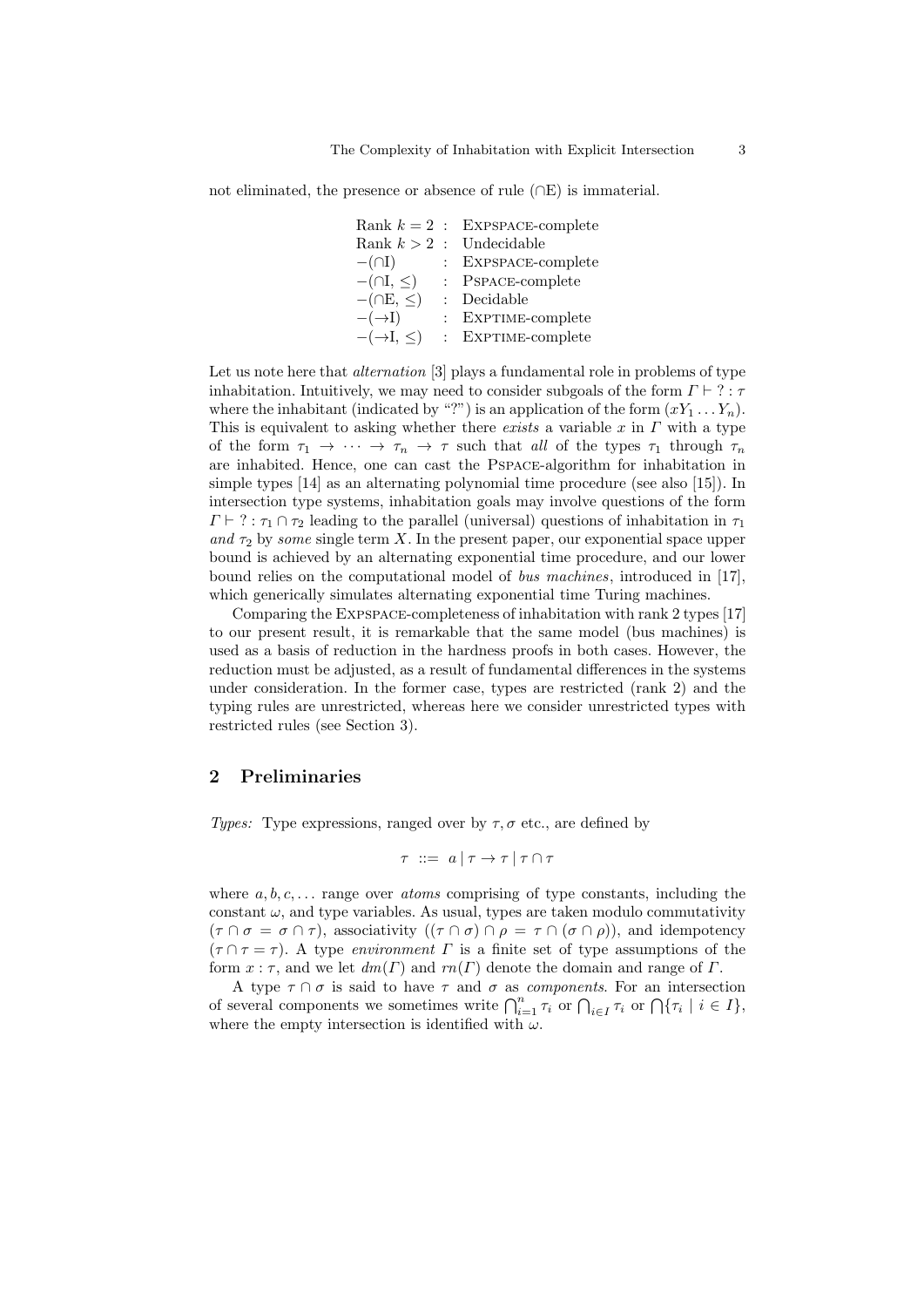not eliminated, the presence or absence of rule ($\cap$E) is immaterial.

| | | |
|---|---|---|
| Rank $k = 2$ | : | Expspace-complete |
| Rank $k > 2$ | : | Undecidable |
| $-(\cap\text{I})$ | : | Expspace-complete |
| $-(\cap\text{I}, \leq)$ | : | Pspace-complete |
| $-(\cap\text{E}, \leq)$ | : | Decidable |
| $-(\to\text{I})$ | : | Exptime-complete |
| $-(\to\text{I}, \leq)$ | : | Exptime-complete |

Let us note here that *alternation* [3] plays a fundamental role in problems of type inhabitation. Intuitively, we may need to consider subgoals of the form $\Gamma \vdash\ ?: \tau$ where the inhabitant (indicated by "?") is an application of the form $(xY_1 \ldots Y_n)$. This is equivalent to asking whether there *exists* a variable $x$ in $\Gamma$ with a type of the form $\tau_1 \to \cdots \to \tau_n \to \tau$ such that *all* of the types $\tau_1$ through $\tau_n$ are inhabited. Hence, one can cast the Pspace-algorithm for inhabitation in simple types [14] as an alternating polynomial time procedure (see also [15]). In intersection type systems, inhabitation goals may involve questions of the form $\Gamma \vdash\ ?: \tau_1 \cap \tau_2$ leading to the parallel (universal) questions of inhabitation in $\tau_1$ *and* $\tau_2$ by *some* single term $X$. In the present paper, our exponential space upper bound is achieved by an alternating exponential time procedure, and our lower bound relies on the computational model of *bus machines*, introduced in [17], which generically simulates alternating exponential time Turing machines.

Comparing the Expspace-completeness of inhabitation with rank 2 types [17] to our present result, it is remarkable that the same model (bus machines) is used as a basis of reduction in the hardness proofs in both cases. However, the reduction must be adjusted, as a result of fundamental differences in the systems under consideration. In the former case, types are restricted (rank 2) and the typing rules are unrestricted, whereas here we consider unrestricted types with restricted rules (see Section 3).

## 2 Preliminaries

*Types:* Type expressions, ranged over by $\tau, \sigma$ etc., are defined by

$$\tau \ ::= \ a \mid \tau \to \tau \mid \tau \cap \tau$$

where $a, b, c, \ldots$ range over *atoms* comprising of type constants, including the constant $\omega$, and type variables. As usual, types are taken modulo commutativity ($\tau \cap \sigma = \sigma \cap \tau$), associativity ($(\tau \cap \sigma) \cap \rho = \tau \cap (\sigma \cap \rho)$), and idempotency ($\tau \cap \tau = \tau$). A type *environment* $\Gamma$ is a finite set of type assumptions of the form $x : \tau$, and we let $dm(\Gamma)$ and $rn(\Gamma)$ denote the domain and range of $\Gamma$.

A type $\tau \cap \sigma$ is said to have $\tau$ and $\sigma$ as *components*. For an intersection of several components we sometimes write $\bigcap_{i=1}^{n} \tau_i$ or $\bigcap_{i \in I} \tau_i$ or $\bigcap \{\tau_i \mid i \in I\}$, where the empty intersection is identified with $\omega$.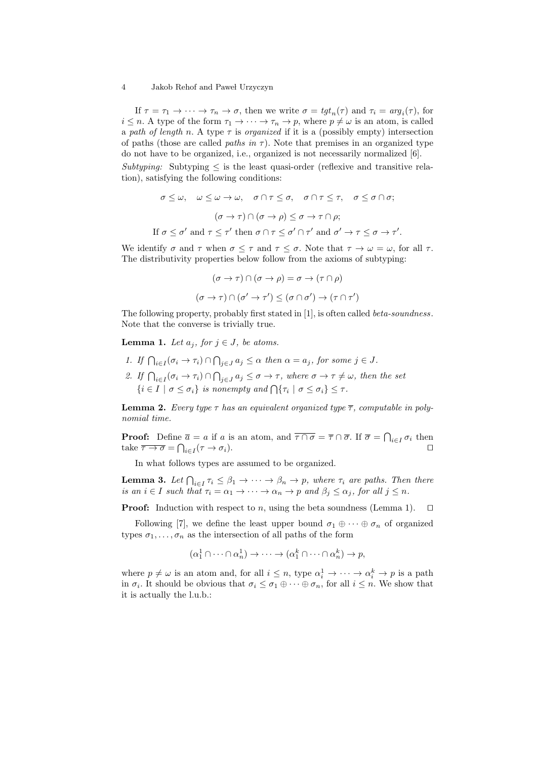If $\tau = \tau_1 \to \cdots \to \tau_n \to \sigma$, then we write $\sigma = tgt_n(\tau)$ and $\tau_i = arg_i(\tau)$, for $i \leq n$. A type of the form $\tau_1 \to \cdots \to \tau_n \to p$, where $p \neq \omega$ is an atom, is called a *path of length* $n$. A type $\tau$ is *organized* if it is a (possibly empty) intersection of paths (those are called *paths in* $\tau$). Note that premises in an organized type do not have to be organized, i.e., organized is not necessarily normalized [6].

*Subtyping:* Subtyping $\leq$ is the least quasi-order (reflexive and transitive relation), satisfying the following conditions:

$$\sigma \leq \omega, \quad \omega \leq \omega \to \omega, \quad \sigma \cap \tau \leq \sigma, \quad \sigma \cap \tau \leq \tau, \quad \sigma \leq \sigma \cap \sigma;$$

$$(\sigma \to \tau) \cap (\sigma \to \rho) \leq \sigma \to \tau \cap \rho;$$

$$\text{If } \sigma \leq \sigma' \text{ and } \tau \leq \tau' \text{ then } \sigma \cap \tau \leq \sigma' \cap \tau' \text{ and } \sigma' \to \tau \leq \sigma \to \tau'.$$

We identify $\sigma$ and $\tau$ when $\sigma \leq \tau$ and $\tau \leq \sigma$. Note that $\tau \to \omega = \omega$, for all $\tau$. The distributivity properties below follow from the axioms of subtyping:

$$(\sigma \to \tau) \cap (\sigma \to \rho) = \sigma \to (\tau \cap \rho)$$

$$(\sigma \to \tau) \cap (\sigma' \to \tau') \leq (\sigma \cap \sigma') \to (\tau \cap \tau')$$

The following property, probably first stated in [1], is often called *beta-soundness*. Note that the converse is trivially true.

**Lemma 1.** *Let $a_j$, for $j \in J$, be atoms.*

1. *If $\bigcap_{i \in I}(\sigma_i \to \tau_i) \cap \bigcap_{j \in J} a_j \leq \alpha$ then $\alpha = a_j$, for some $j \in J$.*
2. *If $\bigcap_{i \in I}(\sigma_i \to \tau_i) \cap \bigcap_{j \in J} a_j \leq \sigma \to \tau$, where $\sigma \to \tau \neq \omega$, then the set $\{i \in I \mid \sigma \leq \sigma_i\}$ is nonempty and $\bigcap\{\tau_i \mid \sigma \leq \sigma_i\} \leq \tau$.*

**Lemma 2.** *Every type $\tau$ has an equivalent organized type $\overline{\tau}$, computable in polynomial time.*

**Proof:** Define $\overline{a} = a$ if $a$ is an atom, and $\overline{\tau \cap \sigma} = \overline{\tau} \cap \overline{\sigma}$. If $\overline{\sigma} = \bigcap_{i \in I} \sigma_i$ then take $\overline{\tau \to \sigma} = \bigcap_{i \in I}(\tau \to \sigma_i)$. ☐

In what follows types are assumed to be organized.

**Lemma 3.** *Let $\bigcap_{i \in I} \tau_i \leq \beta_1 \to \cdots \to \beta_n \to p$, where $\tau_i$ are paths. Then there is an $i \in I$ such that $\tau_i = \alpha_1 \to \cdots \to \alpha_n \to p$ and $\beta_j \leq \alpha_j$, for all $j \leq n$.*

**Proof:** Induction with respect to $n$, using the beta soundness (Lemma 1). ☐

Following [7], we define the least upper bound $\sigma_1 \oplus \cdots \oplus \sigma_n$ of organized types $\sigma_1, \ldots, \sigma_n$ as the intersection of all paths of the form

$$(\alpha_1^1 \cap \cdots \cap \alpha_n^1) \to \cdots \to (\alpha_1^k \cap \cdots \cap \alpha_n^k) \to p,$$

where $p \neq \omega$ is an atom and, for all $i \leq n$, type $\alpha_i^1 \to \cdots \to \alpha_i^k \to p$ is a path in $\sigma_i$. It should be obvious that $\sigma_i \leq \sigma_1 \oplus \cdots \oplus \sigma_n$, for all $i \leq n$. We show that it is actually the l.u.b.: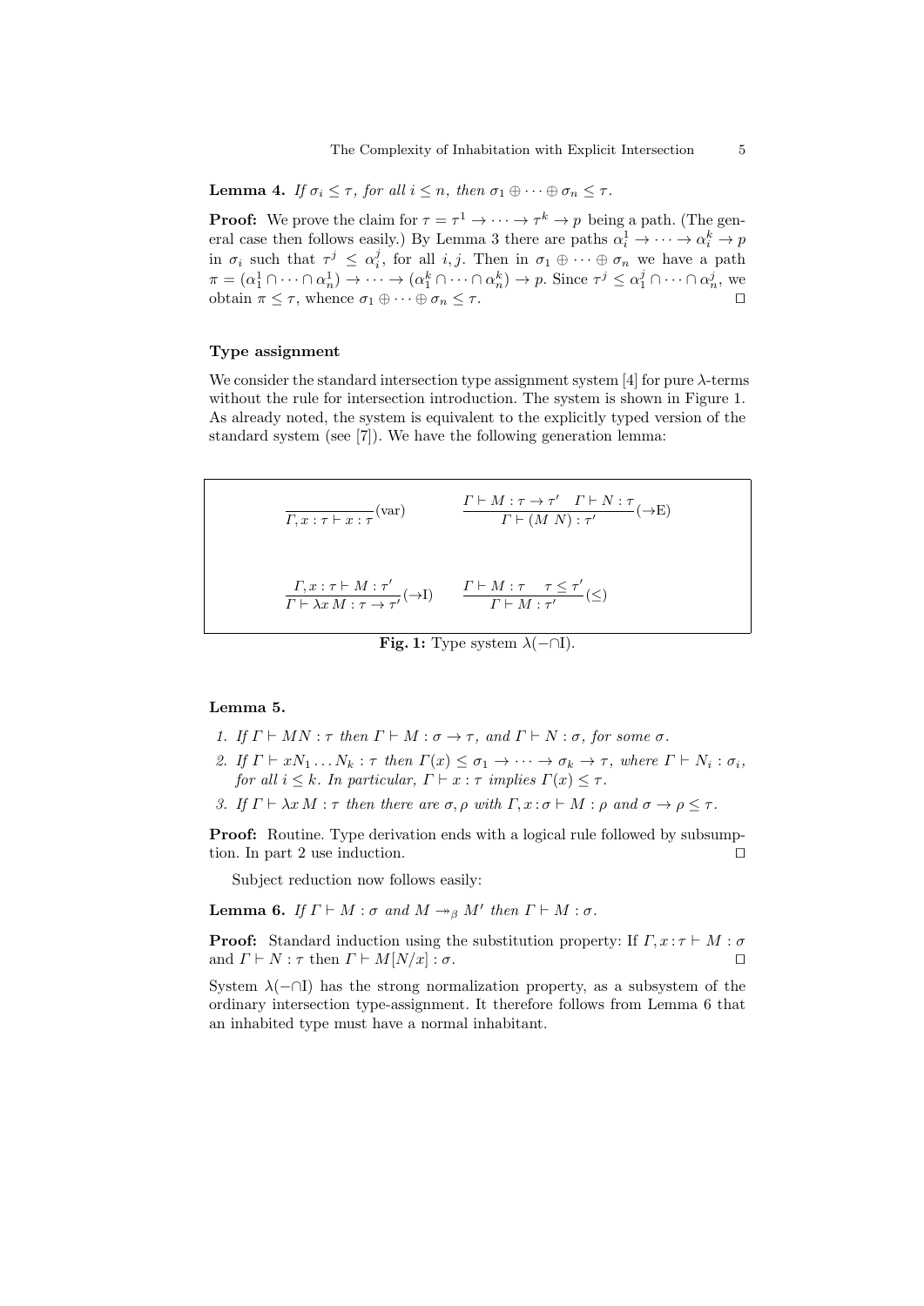**Lemma 4.** *If $\sigma_i \leq \tau$, for all $i \leq n$, then $\sigma_1 \oplus \cdots \oplus \sigma_n \leq \tau$.*

**Proof:** We prove the claim for $\tau = \tau^1 \to \cdots \to \tau^k \to p$ being a path. (The general case then follows easily.) By Lemma 3 there are paths $\alpha_i^1 \to \cdots \to \alpha_i^k \to p$ in $\sigma_i$ such that $\tau^j \leq \alpha_i^j$, for all $i, j$. Then in $\sigma_1 \oplus \cdots \oplus \sigma_n$ we have a path $\pi = (\alpha_1^1 \cap \cdots \cap \alpha_n^1) \to \cdots \to (\alpha_1^k \cap \cdots \cap \alpha_n^k) \to p$. Since $\tau^j \leq \alpha_1^j \cap \cdots \cap \alpha_n^j$, we obtain $\pi \leq \tau$, whence $\sigma_1 \oplus \cdots \oplus \sigma_n \leq \tau$. $\square$

### Type assignment

We consider the standard intersection type assignment system [4] for pure $\lambda$-terms without the rule for intersection introduction. The system is shown in Figure 1. As already noted, the system is equivalent to the explicitly typed version of the standard system (see [7]). We have the following generation lemma:

$$\frac{}{\Gamma, x : \tau \vdash x : \tau}(\text{var}) \qquad \frac{\Gamma \vdash M : \tau \to \tau' \quad \Gamma \vdash N : \tau}{\Gamma \vdash (M\ N) : \tau'}(\to\text{E})$$

$$\frac{\Gamma, x : \tau \vdash M : \tau'}{\Gamma \vdash \lambda x\, M : \tau \to \tau'}(\to\text{I}) \qquad \frac{\Gamma \vdash M : \tau \quad \tau \leq \tau'}{\Gamma \vdash M : \tau'}(\leq)$$

**Fig. 1:** Type system $\lambda(-\cap\text{I})$.

**Lemma 5.**

1. *If $\Gamma \vdash MN : \tau$ then $\Gamma \vdash M : \sigma \to \tau$, and $\Gamma \vdash N : \sigma$, for some $\sigma$.*
2. *If $\Gamma \vdash xN_1 \ldots N_k : \tau$ then $\Gamma(x) \leq \sigma_1 \to \cdots \to \sigma_k \to \tau$, where $\Gamma \vdash N_i : \sigma_i$, for all $i \leq k$. In particular, $\Gamma \vdash x : \tau$ implies $\Gamma(x) \leq \tau$.*
3. *If $\Gamma \vdash \lambda x\, M : \tau$ then there are $\sigma, \rho$ with $\Gamma, x : \sigma \vdash M : \rho$ and $\sigma \to \rho \leq \tau$.*

**Proof:** Routine. Type derivation ends with a logical rule followed by subsumption. In part 2 use induction. $\square$

Subject reduction now follows easily:

**Lemma 6.** *If $\Gamma \vdash M : \sigma$ and $M \twoheadrightarrow_\beta M'$ then $\Gamma \vdash M : \sigma$.*

**Proof:** Standard induction using the substitution property: If $\Gamma, x : \tau \vdash M : \sigma$ and $\Gamma \vdash N : \tau$ then $\Gamma \vdash M[N/x] : \sigma$. $\square$

System $\lambda(-\cap\text{I})$ has the strong normalization property, as a subsystem of the ordinary intersection type-assignment. It therefore follows from Lemma 6 that an inhabited type must have a normal inhabitant.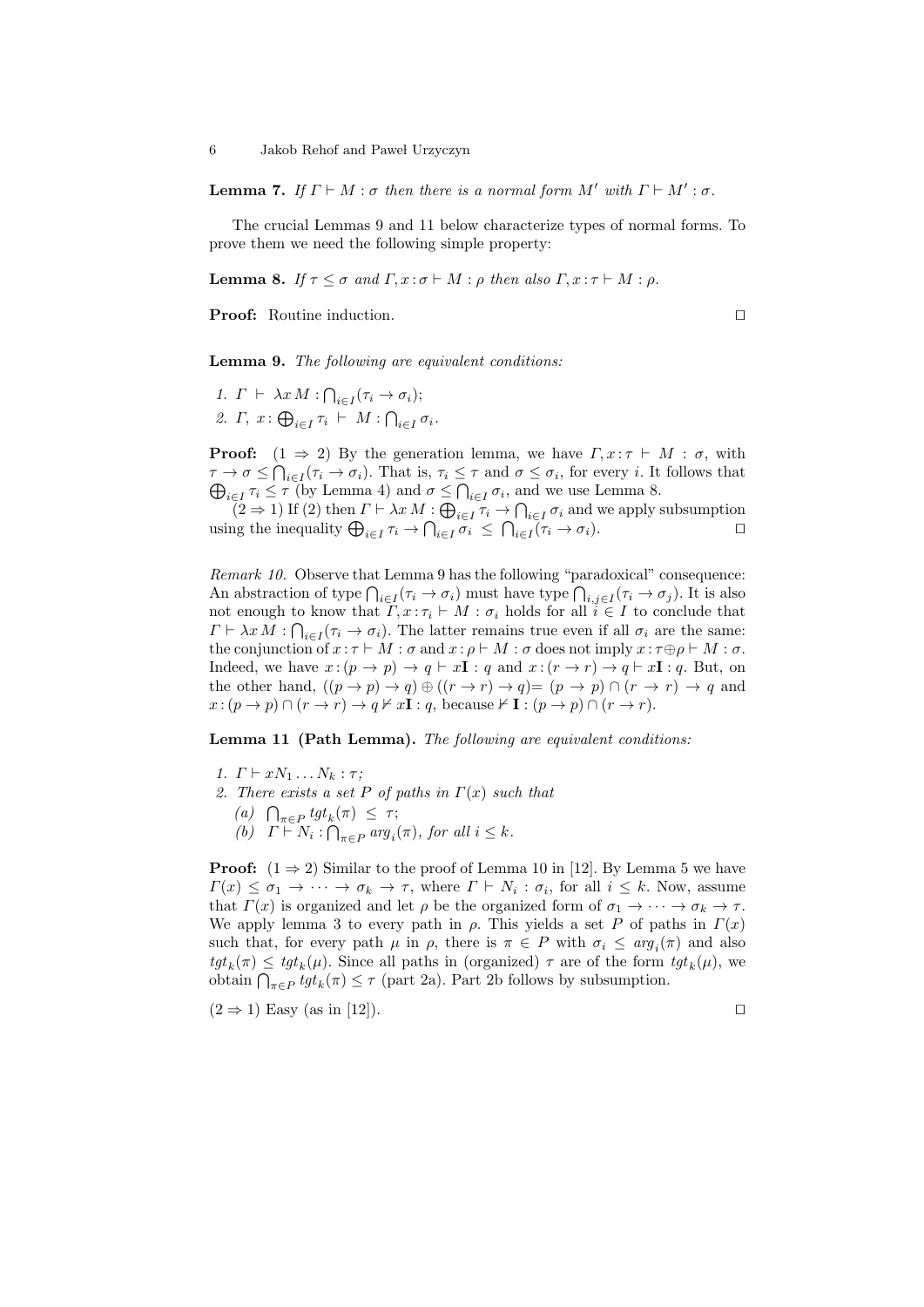**Lemma 7.** *If $\Gamma \vdash M : \sigma$ then there is a normal form $M'$ with $\Gamma \vdash M' : \sigma$.*

The crucial Lemmas 9 and 11 below characterize types of normal forms. To prove them we need the following simple property:

**Lemma 8.** *If $\tau \leq \sigma$ and $\Gamma, x : \sigma \vdash M : \rho$ then also $\Gamma, x : \tau \vdash M : \rho$.*

**Proof:** Routine induction. □

**Lemma 9.** *The following are equivalent conditions:*

1. $\Gamma \vdash \lambda x\, M : \bigcap_{i \in I}(\tau_i \to \sigma_i)$;
2. $\Gamma,\ x : \bigoplus_{i \in I} \tau_i \vdash M : \bigcap_{i \in I} \sigma_i$.

**Proof:** $(1 \Rightarrow 2)$ By the generation lemma, we have $\Gamma, x : \tau \vdash M : \sigma$, with $\tau \to \sigma \leq \bigcap_{i \in I}(\tau_i \to \sigma_i)$. That is, $\tau_i \leq \tau$ and $\sigma \leq \sigma_i$, for every $i$. It follows that $\bigoplus_{i \in I} \tau_i \leq \tau$ (by Lemma 4) and $\sigma \leq \bigcap_{i \in I} \sigma_i$, and we use Lemma 8.

$(2 \Rightarrow 1)$ If (2) then $\Gamma \vdash \lambda x\, M : \bigoplus_{i \in I} \tau_i \to \bigcap_{i \in I} \sigma_i$ and we apply subsumption using the inequality $\bigoplus_{i \in I} \tau_i \to \bigcap_{i \in I} \sigma_i \ \leq\ \bigcap_{i \in I}(\tau_i \to \sigma_i)$. □

*Remark 10.* Observe that Lemma 9 has the following "paradoxical" consequence: An abstraction of type $\bigcap_{i \in I}(\tau_i \to \sigma_i)$ must have type $\bigcap_{i,j \in I}(\tau_i \to \sigma_j)$. It is also not enough to know that $\Gamma, x : \tau_i \vdash M : \sigma_i$ holds for all $i \in I$ to conclude that $\Gamma \vdash \lambda x\, M : \bigcap_{i \in I}(\tau_i \to \sigma_i)$. The latter remains true even if all $\sigma_i$ are the same: the conjunction of $x : \tau \vdash M : \sigma$ and $x : \rho \vdash M : \sigma$ does not imply $x : \tau \oplus \rho \vdash M : \sigma$. Indeed, we have $x : (p \to p) \to q \vdash x\mathbf{I} : q$ and $x : (r \to r) \to q \vdash x\mathbf{I} : q$. But, on the other hand, $((p \to p) \to q) \oplus ((r \to r) \to q) = (p \to p) \cap (r \to r) \to q$ and $x : (p \to p) \cap (r \to r) \to q \nvdash x\mathbf{I} : q$, because $\nvdash \mathbf{I} : (p \to p) \cap (r \to r)$.

**Lemma 11 (Path Lemma).** *The following are equivalent conditions:*

1. $\Gamma \vdash xN_1 \ldots N_k : \tau$;
2. *There exists a set $P$ of paths in $\Gamma(x)$ such that*
   (a) $\bigcap_{\pi \in P} tgt_k(\pi) \ \leq\ \tau$;
   (b) $\Gamma \vdash N_i : \bigcap_{\pi \in P} arg_i(\pi)$, *for all $i \leq k$.*

**Proof:** $(1 \Rightarrow 2)$ Similar to the proof of Lemma 10 in [12]. By Lemma 5 we have $\Gamma(x) \leq \sigma_1 \to \cdots \to \sigma_k \to \tau$, where $\Gamma \vdash N_i : \sigma_i$, for all $i \leq k$. Now, assume that $\Gamma(x)$ is organized and let $\rho$ be the organized form of $\sigma_1 \to \cdots \to \sigma_k \to \tau$. We apply lemma 3 to every path in $\rho$. This yields a set $P$ of paths in $\Gamma(x)$ such that, for every path $\mu$ in $\rho$, there is $\pi \in P$ with $\sigma_i \leq arg_i(\pi)$ and also $tgt_k(\pi) \leq tgt_k(\mu)$. Since all paths in (organized) $\tau$ are of the form $tgt_k(\mu)$, we obtain $\bigcap_{\pi \in P} tgt_k(\pi) \leq \tau$ (part 2a). Part 2b follows by subsumption.

$(2 \Rightarrow 1)$ Easy (as in [12]). □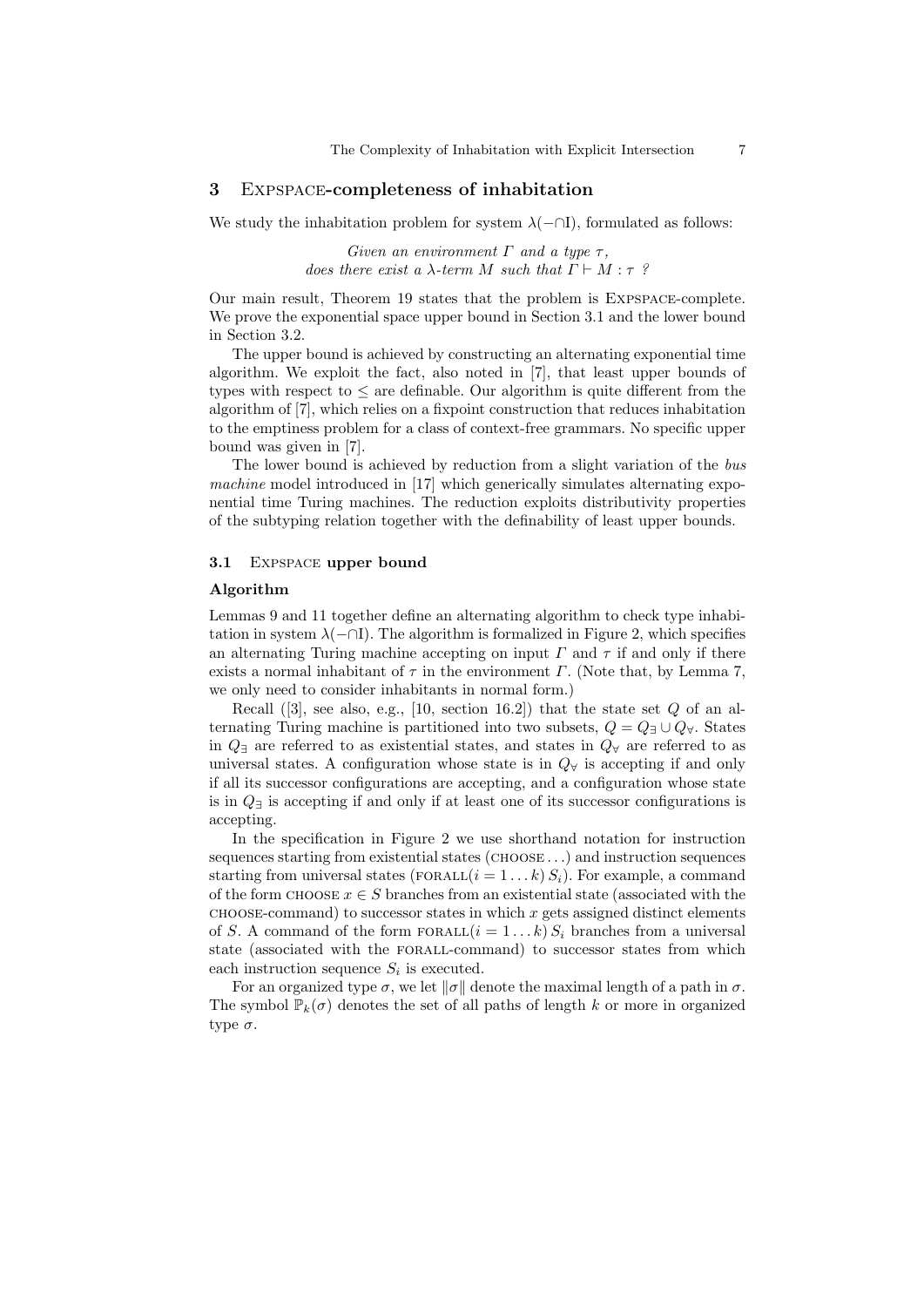## 3 Expspace-completeness of inhabitation

We study the inhabitation problem for system $\lambda(-\cap\mathrm{I})$, formulated as follows:

*Given an environment $\Gamma$ and a type $\tau$,*
*does there exist a $\lambda$-term $M$ such that $\Gamma \vdash M : \tau$ ?*

Our main result, Theorem 19 states that the problem is Expspace-complete. We prove the exponential space upper bound in Section 3.1 and the lower bound in Section 3.2.

The upper bound is achieved by constructing an alternating exponential time algorithm. We exploit the fact, also noted in [7], that least upper bounds of types with respect to $\leq$ are definable. Our algorithm is quite different from the algorithm of [7], which relies on a fixpoint construction that reduces inhabitation to the emptiness problem for a class of context-free grammars. No specific upper bound was given in [7].

The lower bound is achieved by reduction from a slight variation of the *bus machine* model introduced in [17] which generically simulates alternating exponential time Turing machines. The reduction exploits distributivity properties of the subtyping relation together with the definability of least upper bounds.

### 3.1 Expspace upper bound

#### Algorithm

Lemmas 9 and 11 together define an alternating algorithm to check type inhabitation in system $\lambda(-\cap\mathrm{I})$. The algorithm is formalized in Figure 2, which specifies an alternating Turing machine accepting on input $\Gamma$ and $\tau$ if and only if there exists a normal inhabitant of $\tau$ in the environment $\Gamma$. (Note that, by Lemma 7, we only need to consider inhabitants in normal form.)

Recall ([3], see also, e.g., [10, section 16.2]) that the state set $Q$ of an alternating Turing machine is partitioned into two subsets, $Q = Q_\exists \cup Q_\forall$. States in $Q_\exists$ are referred to as existential states, and states in $Q_\forall$ are referred to as universal states. A configuration whose state is in $Q_\forall$ is accepting if and only if all its successor configurations are accepting, and a configuration whose state is in $Q_\exists$ is accepting if and only if at least one of its successor configurations is accepting.

In the specification in Figure 2 we use shorthand notation for instruction sequences starting from existential states (choose ...) and instruction sequences starting from universal states (forall$(i = 1 \ldots k)\, S_i$). For example, a command of the form choose $x \in S$ branches from an existential state (associated with the choose-command) to successor states in which $x$ gets assigned distinct elements of $S$. A command of the form forall$(i = 1 \ldots k)\, S_i$ branches from a universal state (associated with the forall-command) to successor states from which each instruction sequence $S_i$ is executed.

For an organized type $\sigma$, we let $\|\sigma\|$ denote the maximal length of a path in $\sigma$. The symbol $\mathbb{P}_k(\sigma)$ denotes the set of all paths of length $k$ or more in organized type $\sigma$.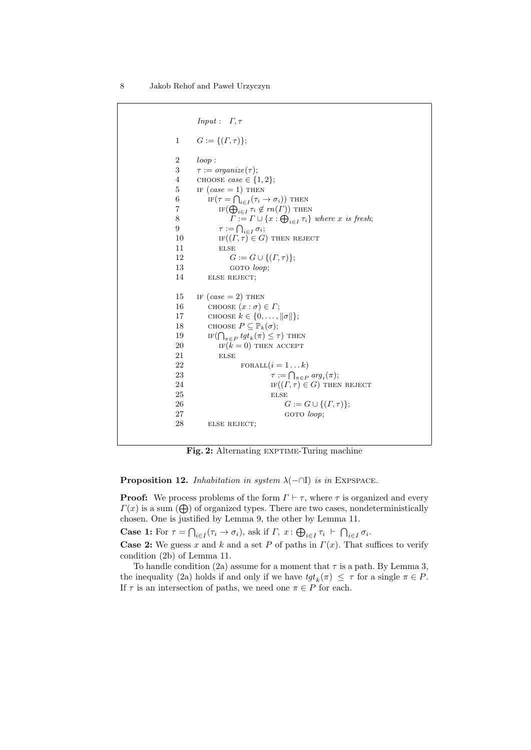```
        Input :   Γ, τ

1       G := {(Γ, τ)};

2       loop :
3       τ := organize(τ);
4       CHOOSE case ∈ {1, 2};
5       IF (case = 1) THEN
6           IF(τ = ⋂_{i∈I}(τ_i → σ_i)) THEN
7               IF(⨁_{i∈I} τ_i ∉ rn(Γ)) THEN
8                   Γ := Γ ∪ {x : ⨁_{i∈I} τ_i} where x is fresh;
9               τ := ⋂_{i∈I} σ_i;
10              IF((Γ, τ) ∈ G) THEN REJECT
11              ELSE
12                  G := G ∪ {(Γ, τ)};
13                  GOTO loop;
14          ELSE REJECT;

15      IF (case = 2) THEN
16          CHOOSE (x : σ) ∈ Γ;
17          CHOOSE k ∈ {0, . . . , ‖σ‖};
18          CHOOSE P ⊆ ℙ_k(σ);
19          IF(⋂_{π∈P} tgt_k(π) ≤ τ) THEN
20              IF(k = 0) THEN ACCEPT
21              ELSE
22                  FORALL(i = 1 . . . k)
23                      τ := ⋂_{π∈P} arg_i(π);
24                      IF((Γ, τ) ∈ G) THEN REJECT
25                      ELSE
26                          G := G ∪ {(Γ, τ)};
27                          GOTO loop;
28          ELSE REJECT;
```

**Fig. 2:** Alternating EXPTIME-Turing machine

**Proposition 12.** *Inhabitation in system $\lambda(-\cap\mathrm{I})$ is in* EXPSPACE.

**Proof:** We process problems of the form $\Gamma \vdash \tau$, where $\tau$ is organized and every $\Gamma(x)$ is a sum ($\bigoplus$) of organized types. There are two cases, nondeterministically chosen. One is justified by Lemma 9, the other by Lemma 11.

**Case 1:** For $\tau = \bigcap_{i\in I}(\tau_i \to \sigma_i)$, ask if $\Gamma,\ x : \bigoplus_{i\in I} \tau_i\ \vdash\ \bigcap_{i\in I} \sigma_i$.

**Case 2:** We guess $x$ and $k$ and a set $P$ of paths in $\Gamma(x)$. That suffices to verify condition (2b) of Lemma 11.

To handle condition (2a) assume for a moment that $\tau$ is a path. By Lemma 3, the inequality (2a) holds if and only if we have $tgt_k(\pi) \leq \tau$ for a single $\pi \in P$. If $\tau$ is an intersection of paths, we need one $\pi \in P$ for each.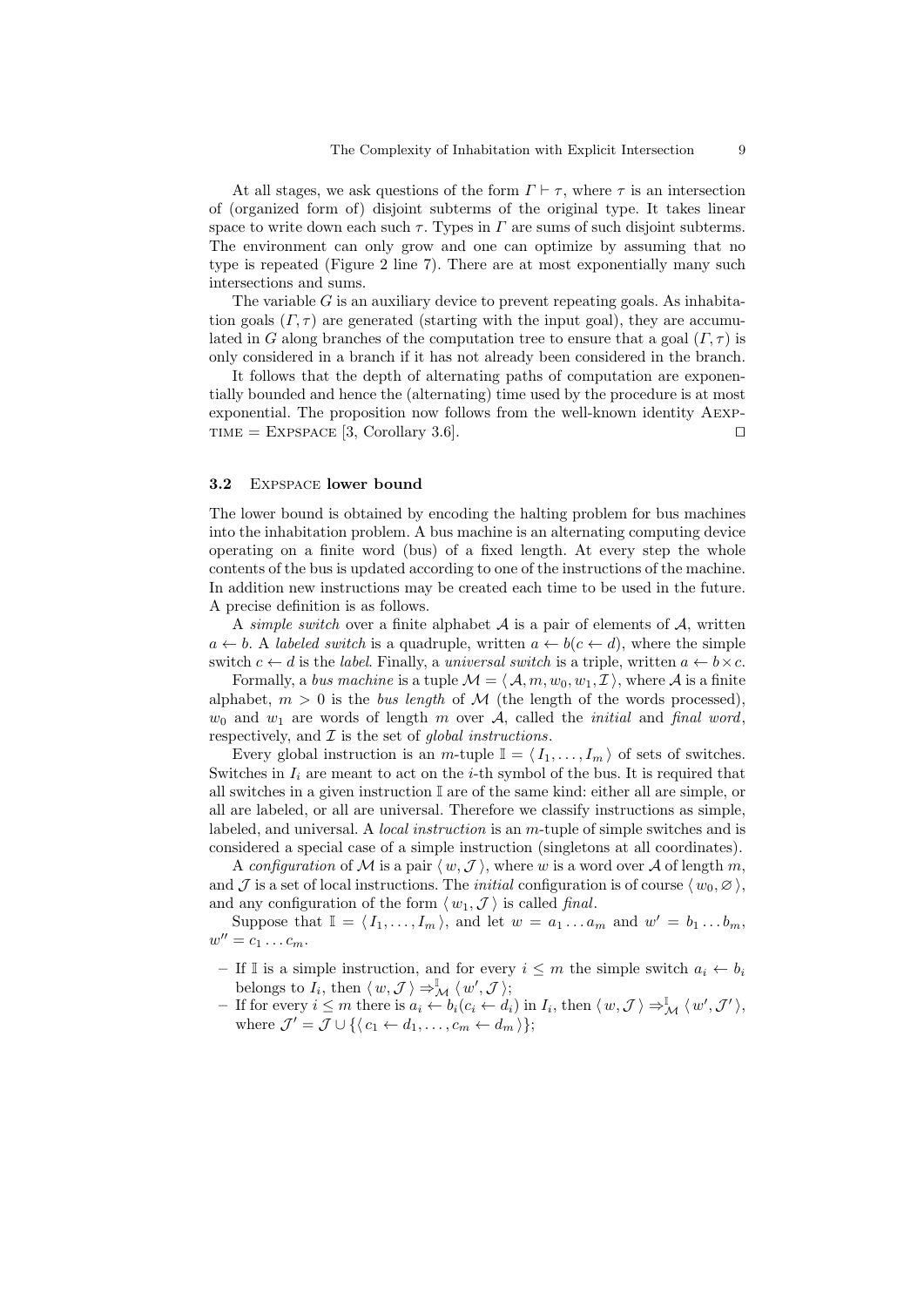At all stages, we ask questions of the form $\Gamma \vdash \tau$, where $\tau$ is an intersection of (organized form of) disjoint subterms of the original type. It takes linear space to write down each such $\tau$. Types in $\Gamma$ are sums of such disjoint subterms. The environment can only grow and one can optimize by assuming that no type is repeated (Figure 2 line 7). There are at most exponentially many such intersections and sums.

The variable $G$ is an auxiliary device to prevent repeating goals. As inhabitation goals $(\Gamma, \tau)$ are generated (starting with the input goal), they are accumulated in $G$ along branches of the computation tree to ensure that a goal $(\Gamma, \tau)$ is only considered in a branch if it has not already been considered in the branch.

It follows that the depth of alternating paths of computation are exponentially bounded and hence the (alternating) time used by the procedure is at most exponential. The proposition now follows from the well-known identity Aexptime = Expspace [3, Corollary 3.6]. □

### 3.2 Expspace lower bound

The lower bound is obtained by encoding the halting problem for bus machines into the inhabitation problem. A bus machine is an alternating computing device operating on a finite word (bus) of a fixed length. At every step the whole contents of the bus is updated according to one of the instructions of the machine. In addition new instructions may be created each time to be used in the future. A precise definition is as follows.

A *simple switch* over a finite alphabet $\mathcal{A}$ is a pair of elements of $\mathcal{A}$, written $a \leftarrow b$. A *labeled switch* is a quadruple, written $a \leftarrow b(c \leftarrow d)$, where the simple switch $c \leftarrow d$ is the *label*. Finally, a *universal switch* is a triple, written $a \leftarrow b \times c$.

Formally, a *bus machine* is a tuple $\mathcal{M} = \langle \mathcal{A}, m, w_0, w_1, \mathcal{I} \rangle$, where $\mathcal{A}$ is a finite alphabet, $m > 0$ is the *bus length* of $\mathcal{M}$ (the length of the words processed), $w_0$ and $w_1$ are words of length $m$ over $\mathcal{A}$, called the *initial* and *final word*, respectively, and $\mathcal{I}$ is the set of *global instructions*.

Every global instruction is an $m$-tuple $\mathbb{I} = \langle I_1, \ldots, I_m \rangle$ of sets of switches. Switches in $I_i$ are meant to act on the $i$-th symbol of the bus. It is required that all switches in a given instruction $\mathbb{I}$ are of the same kind: either all are simple, or all are labeled, or all are universal. Therefore we classify instructions as simple, labeled, and universal. A *local instruction* is an $m$-tuple of simple switches and is considered a special case of a simple instruction (singletons at all coordinates).

A *configuration* of $\mathcal{M}$ is a pair $\langle w, \mathcal{J} \rangle$, where $w$ is a word over $\mathcal{A}$ of length $m$, and $\mathcal{J}$ is a set of local instructions. The *initial* configuration is of course $\langle w_0, \varnothing \rangle$, and any configuration of the form $\langle w_1, \mathcal{J} \rangle$ is called *final*.

Suppose that $\mathbb{I} = \langle I_1, \ldots, I_m \rangle$, and let $w = a_1 \ldots a_m$ and $w' = b_1 \ldots b_m$, $w'' = c_1 \ldots c_m$.

- If $\mathbb{I}$ is a simple instruction, and for every $i \leq m$ the simple switch $a_i \leftarrow b_i$ belongs to $I_i$, then $\langle w, \mathcal{J} \rangle \Rightarrow^{\mathbb{I}}_{\mathcal{M}} \langle w', \mathcal{J} \rangle$;
- If for every $i \leq m$ there is $a_i \leftarrow b_i(c_i \leftarrow d_i)$ in $I_i$, then $\langle w, \mathcal{J} \rangle \Rightarrow^{\mathbb{I}}_{\mathcal{M}} \langle w', \mathcal{J}' \rangle$, where $\mathcal{J}' = \mathcal{J} \cup \{\langle c_1 \leftarrow d_1, \ldots, c_m \leftarrow d_m \rangle\}$;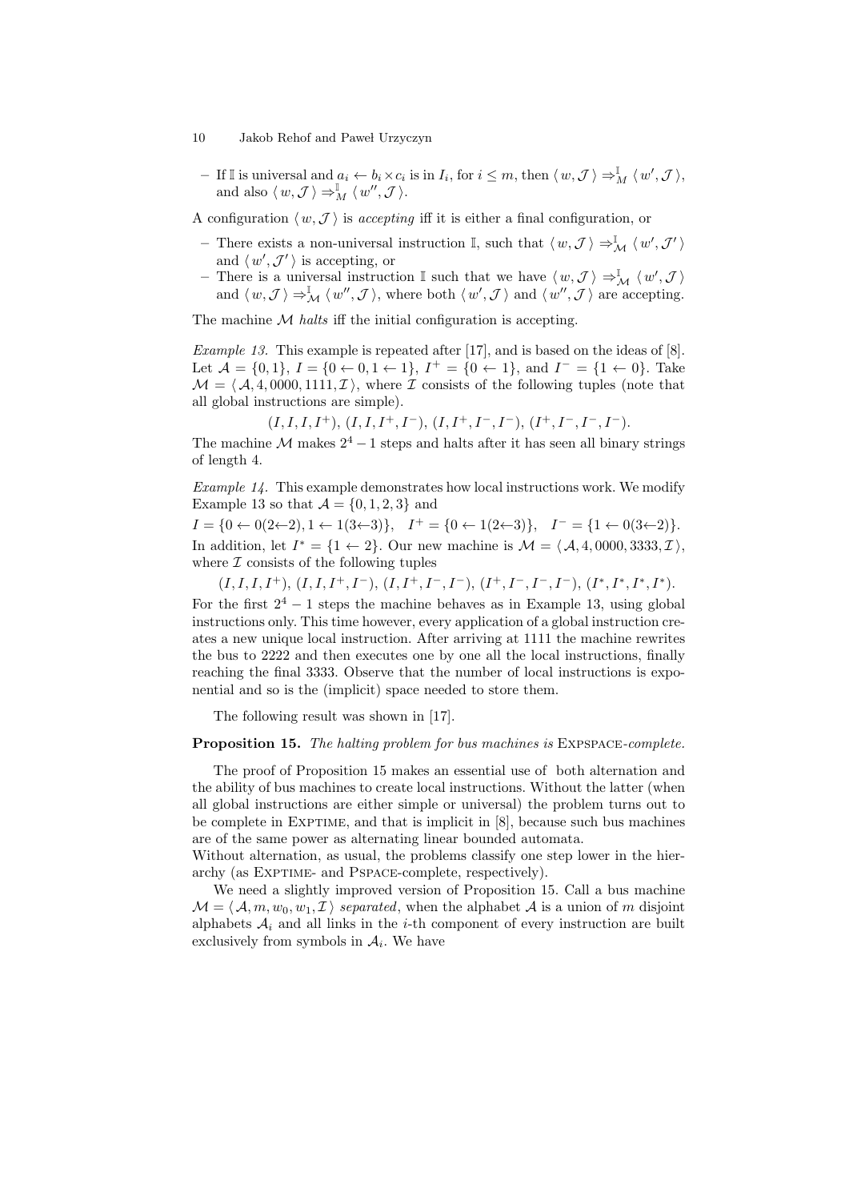– If $\mathbb{I}$ is universal and $a_i \leftarrow b_i \times c_i$ is in $I_i$, for $i \leq m$, then $\langle w, \mathcal{J} \rangle \Rightarrow^{\mathbb{I}}_{M} \langle w', \mathcal{J} \rangle$, and also $\langle w, \mathcal{J} \rangle \Rightarrow^{\mathbb{I}}_{M} \langle w'', \mathcal{J} \rangle$.

A configuration $\langle w, \mathcal{J} \rangle$ is *accepting* iff it is either a final configuration, or

– There exists a non-universal instruction $\mathbb{I}$, such that $\langle w, \mathcal{J} \rangle \Rightarrow^{\mathbb{I}}_{\mathcal{M}} \langle w', \mathcal{J}' \rangle$ and $\langle w', \mathcal{J}' \rangle$ is accepting, or
– There is a universal instruction $\mathbb{I}$ such that we have $\langle w, \mathcal{J} \rangle \Rightarrow^{\mathbb{I}}_{\mathcal{M}} \langle w', \mathcal{J} \rangle$ and $\langle w, \mathcal{J} \rangle \Rightarrow^{\mathbb{I}}_{\mathcal{M}} \langle w'', \mathcal{J} \rangle$, where both $\langle w', \mathcal{J} \rangle$ and $\langle w'', \mathcal{J} \rangle$ are accepting.

The machine $\mathcal{M}$ *halts* iff the initial configuration is accepting.

*Example 13.* This example is repeated after [17], and is based on the ideas of [8]. Let $\mathcal{A} = \{0, 1\}$, $I = \{0 \leftarrow 0, 1 \leftarrow 1\}$, $I^+ = \{0 \leftarrow 1\}$, and $I^- = \{1 \leftarrow 0\}$. Take $\mathcal{M} = \langle \mathcal{A}, 4, 0000, 1111, \mathcal{I} \rangle$, where $\mathcal{I}$ consists of the following tuples (note that all global instructions are simple).

$$(I, I, I, I^+),\ (I, I, I^+, I^-),\ (I, I^+, I^-, I^-),\ (I^+, I^-, I^-, I^-).$$

The machine $\mathcal{M}$ makes $2^4 - 1$ steps and halts after it has seen all binary strings of length 4.

*Example 14.* This example demonstrates how local instructions work. We modify Example 13 so that $\mathcal{A} = \{0, 1, 2, 3\}$ and

$I = \{0 \leftarrow 0(2 \leftarrow 2), 1 \leftarrow 1(3 \leftarrow 3)\}$, $\quad I^+ = \{0 \leftarrow 1(2 \leftarrow 3)\}$, $\quad I^- = \{1 \leftarrow 0(3 \leftarrow 2)\}$.

In addition, let $I^* = \{1 \leftarrow 2\}$. Our new machine is $\mathcal{M} = \langle \mathcal{A}, 4, 0000, 3333, \mathcal{I} \rangle$, where $\mathcal{I}$ consists of the following tuples

$$(I, I, I, I^+),\ (I, I, I^+, I^-),\ (I, I^+, I^-, I^-),\ (I^+, I^-, I^-, I^-),\ (I^*, I^*, I^*, I^*).$$

For the first $2^4 - 1$ steps the machine behaves as in Example 13, using global instructions only. This time however, every application of a global instruction creates a new unique local instruction. After arriving at 1111 the machine rewrites the bus to 2222 and then executes one by one all the local instructions, finally reaching the final 3333. Observe that the number of local instructions is exponential and so is the (implicit) space needed to store them.

The following result was shown in [17].

**Proposition 15.** *The halting problem for bus machines is* Expspace*-complete.*

The proof of Proposition 15 makes an essential use of both alternation and the ability of bus machines to create local instructions. Without the latter (when all global instructions are either simple or universal) the problem turns out to be complete in Exptime, and that is implicit in [8], because such bus machines are of the same power as alternating linear bounded automata.
Without alternation, as usual, the problems classify one step lower in the hierarchy (as Exptime- and Pspace-complete, respectively).

We need a slightly improved version of Proposition 15. Call a bus machine $\mathcal{M} = \langle \mathcal{A}, m, w_0, w_1, \mathcal{I} \rangle$ *separated*, when the alphabet $\mathcal{A}$ is a union of $m$ disjoint alphabets $\mathcal{A}_i$ and all links in the $i$-th component of every instruction are built exclusively from symbols in $\mathcal{A}_i$. We have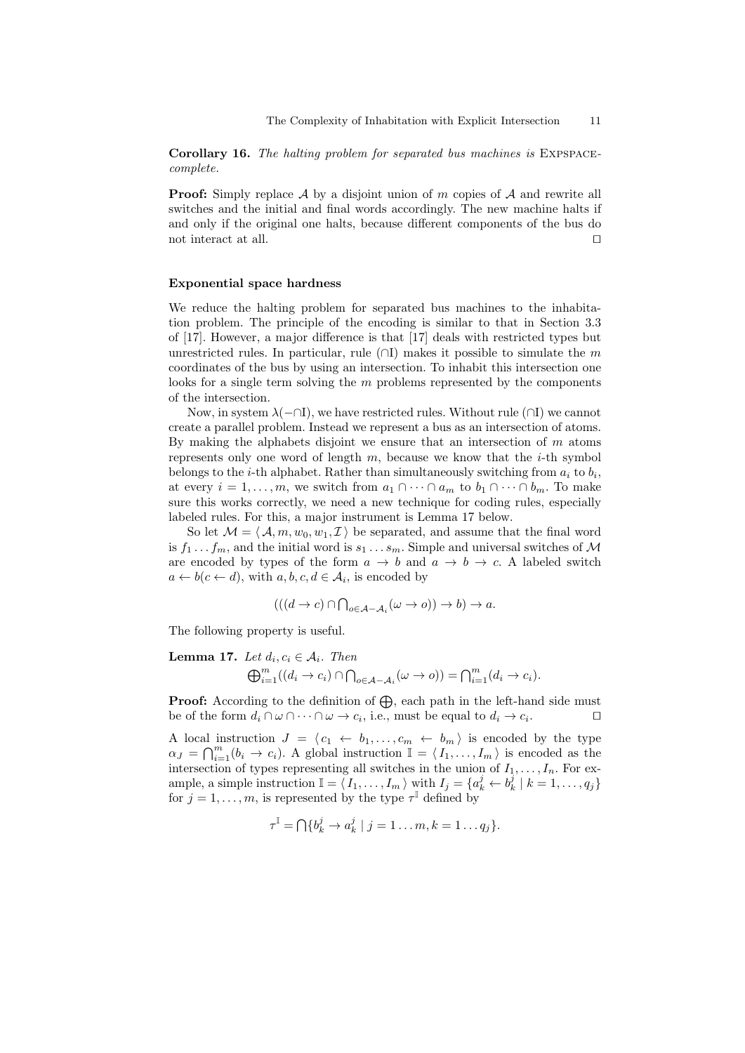**Corollary 16.** *The halting problem for separated bus machines is* Expspace*-complete.*

**Proof:** Simply replace $\mathcal{A}$ by a disjoint union of $m$ copies of $\mathcal{A}$ and rewrite all switches and the initial and final words accordingly. The new machine halts if and only if the original one halts, because different components of the bus do not interact at all. ⊓⊔

### Exponential space hardness

We reduce the halting problem for separated bus machines to the inhabitation problem. The principle of the encoding is similar to that in Section 3.3 of [17]. However, a major difference is that [17] deals with restricted types but unrestricted rules. In particular, rule $(\cap\mathrm{I})$ makes it possible to simulate the $m$ coordinates of the bus by using an intersection. To inhabit this intersection one looks for a single term solving the $m$ problems represented by the components of the intersection.

Now, in system $\lambda(-\cap\mathrm{I})$, we have restricted rules. Without rule $(\cap\mathrm{I})$ we cannot create a parallel problem. Instead we represent a bus as an intersection of atoms. By making the alphabets disjoint we ensure that an intersection of $m$ atoms represents only one word of length $m$, because we know that the $i$-th symbol belongs to the $i$-th alphabet. Rather than simultaneously switching from $a_i$ to $b_i$, at every $i = 1, \ldots, m$, we switch from $a_1 \cap \cdots \cap a_m$ to $b_1 \cap \cdots \cap b_m$. To make sure this works correctly, we need a new technique for coding rules, especially labeled rules. For this, a major instrument is Lemma 17 below.

So let $\mathcal{M} = \langle \mathcal{A}, m, w_0, w_1, \mathcal{I} \rangle$ be separated, and assume that the final word is $f_1 \ldots f_m$, and the initial word is $s_1 \ldots s_m$. Simple and universal switches of $\mathcal{M}$ are encoded by types of the form $a \to b$ and $a \to b \to c$. A labeled switch $a \leftarrow b(c \leftarrow d)$, with $a, b, c, d \in \mathcal{A}_i$, is encoded by

$$(((d \to c) \cap \textstyle\bigcap_{o \in \mathcal{A} - \mathcal{A}_i} (\omega \to o)) \to b) \to a.$$

The following property is useful.

**Lemma 17.** *Let $d_i, c_i \in \mathcal{A}_i$. Then*

$$\textstyle\bigoplus_{i=1}^{m} ((d_i \to c_i) \cap \bigcap_{o \in \mathcal{A} - \mathcal{A}_i} (\omega \to o)) = \bigcap_{i=1}^{m} (d_i \to c_i).$$

**Proof:** According to the definition of $\bigoplus$, each path in the left-hand side must be of the form $d_i \cap \omega \cap \cdots \cap \omega \to c_i$, i.e., must be equal to $d_i \to c_i$. ⊓⊔

A local instruction $J = \langle c_1 \leftarrow b_1, \ldots, c_m \leftarrow b_m \rangle$ is encoded by the type $\alpha_J = \bigcap_{i=1}^{m} (b_i \to c_i)$. A global instruction $\mathbb{I} = \langle I_1, \ldots, I_m \rangle$ is encoded as the intersection of types representing all switches in the union of $I_1, \ldots, I_n$. For example, a simple instruction $\mathbb{I} = \langle I_1, \ldots, I_m \rangle$ with $I_j = \{a_k^j \leftarrow b_k^j \mid k = 1, \ldots, q_j\}$ for $j = 1, \ldots, m$, is represented by the type $\tau^{\mathbb{I}}$ defined by

$$\tau^{\mathbb{I}} = \bigcap \{ b_k^j \to a_k^j \mid j = 1 \ldots m, k = 1 \ldots q_j \}.$$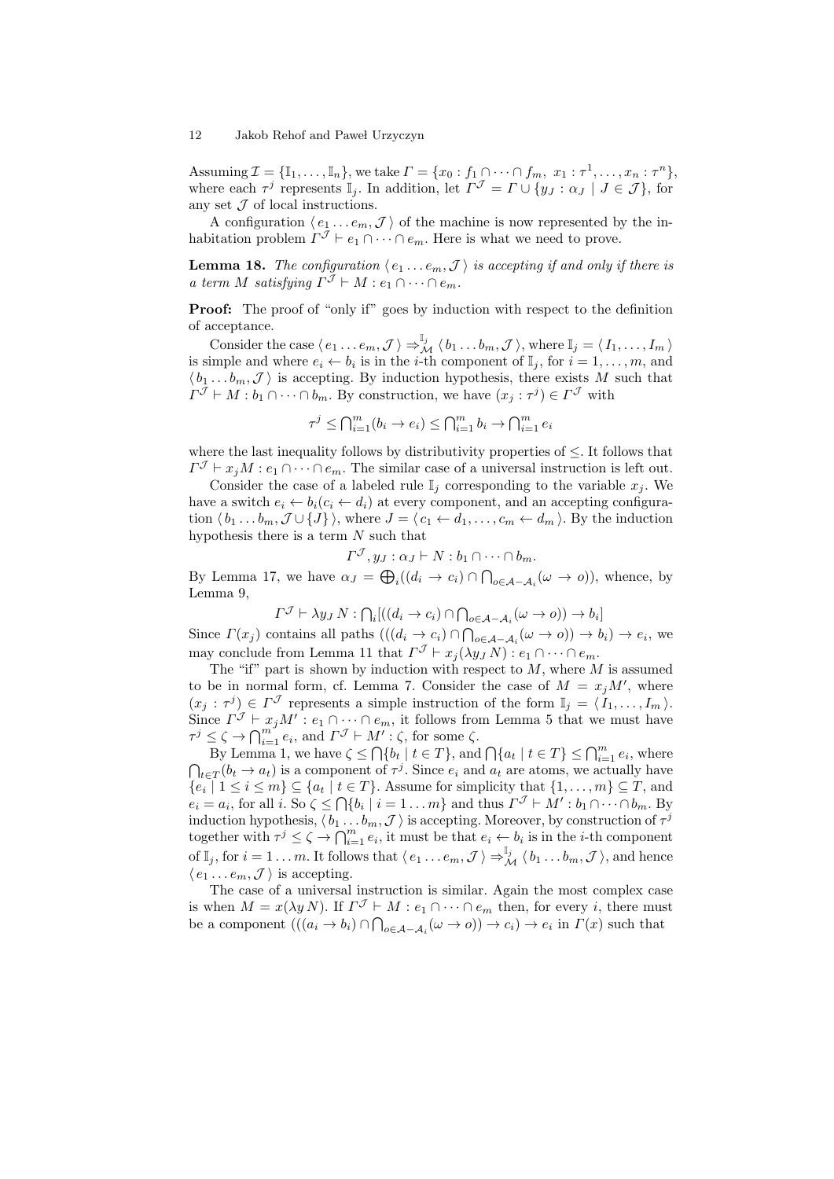Assuming $\mathcal{I} = \{\mathbb{I}_1, \ldots, \mathbb{I}_n\}$, we take $\Gamma = \{x_0 : f_1 \cap \cdots \cap f_m,\ x_1 : \tau^1, \ldots, x_n : \tau^n\}$, where each $\tau^j$ represents $\mathbb{I}_j$. In addition, let $\Gamma^{\mathcal{J}} = \Gamma \cup \{y_J : \alpha_J \mid J \in \mathcal{J}\}$, for any set $\mathcal{J}$ of local instructions.

A configuration $\langle\, e_1 \ldots e_m, \mathcal{J}\,\rangle$ of the machine is now represented by the inhabitation problem $\Gamma^{\mathcal{J}} \vdash e_1 \cap \cdots \cap e_m$. Here is what we need to prove.

**Lemma 18.** *The configuration $\langle\, e_1 \ldots e_m, \mathcal{J}\,\rangle$ is accepting if and only if there is a term $M$ satisfying $\Gamma^{\mathcal{J}} \vdash M : e_1 \cap \cdots \cap e_m$.*

**Proof:** The proof of "only if" goes by induction with respect to the definition of acceptance.

Consider the case $\langle\, e_1 \ldots e_m, \mathcal{J}\,\rangle \Rightarrow^{\mathbb{I}_j}_{\mathcal{M}} \langle\, b_1 \ldots b_m, \mathcal{J}\,\rangle$, where $\mathbb{I}_j = \langle\, I_1, \ldots, I_m\,\rangle$ is simple and where $e_i \leftarrow b_i$ is in the $i$-th component of $\mathbb{I}_j$, for $i = 1, \ldots, m$, and $\langle\, b_1 \ldots b_m, \mathcal{J}\,\rangle$ is accepting. By induction hypothesis, there exists $M$ such that $\Gamma^{\mathcal{J}} \vdash M : b_1 \cap \cdots \cap b_m$. By construction, we have $(x_j : \tau^j) \in \Gamma^{\mathcal{J}}$ with

$$\tau^j \leq \textstyle\bigcap_{i=1}^m (b_i \to e_i) \leq \bigcap_{i=1}^m b_i \to \bigcap_{i=1}^m e_i$$

where the last inequality follows by distributivity properties of $\leq$. It follows that $\Gamma^{\mathcal{J}} \vdash x_j M : e_1 \cap \cdots \cap e_m$. The similar case of a universal instruction is left out.

Consider the case of a labeled rule $\mathbb{I}_j$ corresponding to the variable $x_j$. We have a switch $e_i \leftarrow b_i(c_i \leftarrow d_i)$ at every component, and an accepting configuration $\langle\, b_1 \ldots b_m, \mathcal{J} \cup \{J\}\,\rangle$, where $J = \langle\, c_1 \leftarrow d_1, \ldots, c_m \leftarrow d_m\,\rangle$. By the induction hypothesis there is a term $N$ such that

$$\Gamma^{\mathcal{J}}, y_J : \alpha_J \vdash N : b_1 \cap \cdots \cap b_m.$$

By Lemma 17, we have $\alpha_J = \bigoplus_i ((d_i \to c_i) \cap \bigcap_{o \in \mathcal{A} - \mathcal{A}_i} (\omega \to o))$, whence, by Lemma 9,

$$\Gamma^{\mathcal{J}} \vdash \lambda y_J\, N : \textstyle\bigcap_i [((d_i \to c_i) \cap \bigcap_{o \in \mathcal{A} - \mathcal{A}_i} (\omega \to o)) \to b_i]$$

Since $\Gamma(x_j)$ contains all paths $(((d_i \to c_i) \cap \bigcap_{o \in \mathcal{A} - \mathcal{A}_i} (\omega \to o)) \to b_i) \to e_i$, we may conclude from Lemma 11 that $\Gamma^{\mathcal{J}} \vdash x_j(\lambda y_J\, N) : e_1 \cap \cdots \cap e_m$.

The "if" part is shown by induction with respect to $M$, where $M$ is assumed to be in normal form, cf. Lemma 7. Consider the case of $M = x_j M'$, where $(x_j : \tau^j) \in \Gamma^{\mathcal{J}}$ represents a simple instruction of the form $\mathbb{I}_j = \langle\, I_1, \ldots, I_m\,\rangle$. Since $\Gamma^{\mathcal{J}} \vdash x_j M' : e_1 \cap \cdots \cap e_m$, it follows from Lemma 5 that we must have $\tau^j \leq \zeta \to \bigcap_{i=1}^m e_i$, and $\Gamma^{\mathcal{J}} \vdash M' : \zeta$, for some $\zeta$.

By Lemma 1, we have $\zeta \leq \bigcap\{b_t \mid t \in T\}$, and $\bigcap\{a_t \mid t \in T\} \leq \bigcap_{i=1}^m e_i$, where $\bigcap_{t \in T}(b_t \to a_t)$ is a component of $\tau^j$. Since $e_i$ and $a_t$ are atoms, we actually have $\{e_i \mid 1 \leq i \leq m\} \subseteq \{a_t \mid t \in T\}$. Assume for simplicity that $\{1, \ldots, m\} \subseteq T$, and $e_i = a_i$, for all $i$. So $\zeta \leq \bigcap\{b_i \mid i = 1 \ldots m\}$ and thus $\Gamma^{\mathcal{J}} \vdash M' : b_1 \cap \cdots \cap b_m$. By induction hypothesis, $\langle\, b_1 \ldots b_m, \mathcal{J}\,\rangle$ is accepting. Moreover, by construction of $\tau^j$ together with $\tau^j \leq \zeta \to \bigcap_{i=1}^m e_i$, it must be that $e_i \leftarrow b_i$ is in the $i$-th component of $\mathbb{I}_j$, for $i = 1 \ldots m$. It follows that $\langle\, e_1 \ldots e_m, \mathcal{J}\,\rangle \Rightarrow^{\mathbb{I}_j}_{\mathcal{M}} \langle\, b_1 \ldots b_m, \mathcal{J}\,\rangle$, and hence $\langle\, e_1 \ldots e_m, \mathcal{J}\,\rangle$ is accepting.

The case of a universal instruction is similar. Again the most complex case is when $M = x(\lambda y\, N)$. If $\Gamma^{\mathcal{J}} \vdash M : e_1 \cap \cdots \cap e_m$ then, for every $i$, there must be a component $(((a_i \to b_i) \cap \bigcap_{o \in \mathcal{A} - \mathcal{A}_i} (\omega \to o)) \to c_i) \to e_i$ in $\Gamma(x)$ such that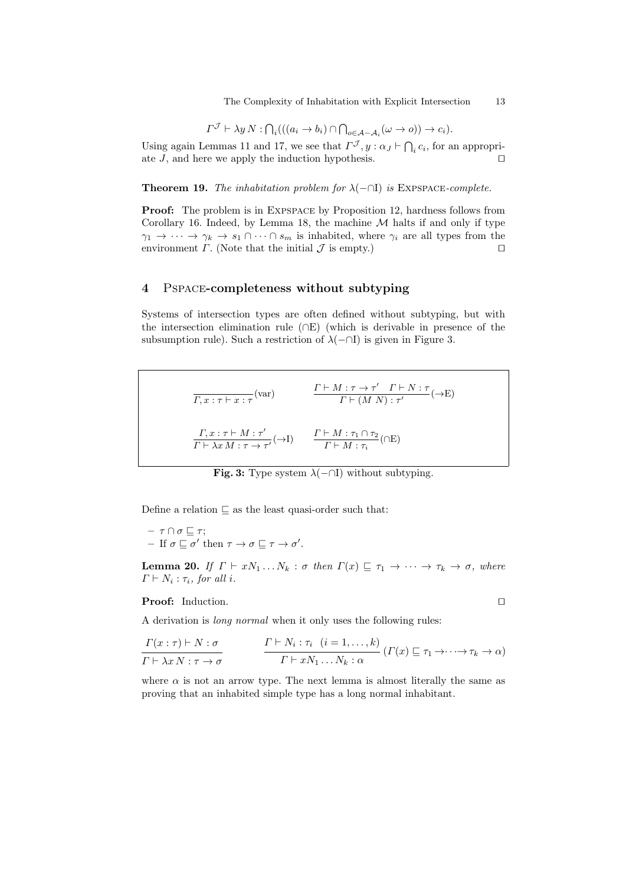$$\Gamma^{\mathcal{J}} \vdash \lambda y\, N : \bigcap_i (((a_i \to b_i) \cap \bigcap_{o \in \mathcal{A} - \mathcal{A}_i} (\omega \to o)) \to c_i).$$

Using again Lemmas 11 and 17, we see that $\Gamma^{\mathcal{J}}, y : \alpha_J \vdash \bigcap_i c_i$, for an appropriate $J$, and here we apply the induction hypothesis. ◻

**Theorem 19.** *The inhabitation problem for* $\lambda(-\cap\mathrm{I})$ *is* Expspace*-complete.*

**Proof:** The problem is in Expspace by Proposition 12, hardness follows from Corollary 16. Indeed, by Lemma 18, the machine $\mathcal{M}$ halts if and only if type $\gamma_1 \to \cdots \to \gamma_k \to s_1 \cap \cdots \cap s_m$ is inhabited, where $\gamma_i$ are all types from the environment $\Gamma$. (Note that the initial $\mathcal{J}$ is empty.) ◻

## 4 Pspace-completeness without subtyping

Systems of intersection types are often defined without subtyping, but with the intersection elimination rule $(\cap\mathrm{E})$ (which is derivable in presence of the subsumption rule). Such a restriction of $\lambda(-\cap\mathrm{I})$ is given in Figure 3.

$$\frac{}{\Gamma, x : \tau \vdash x : \tau}(\mathrm{var}) \qquad \frac{\Gamma \vdash M : \tau \to \tau' \quad \Gamma \vdash N : \tau}{\Gamma \vdash (M\ N) : \tau'}(\to\mathrm{E})$$

$$\frac{\Gamma, x : \tau \vdash M : \tau'}{\Gamma \vdash \lambda x\, M : \tau \to \tau'}(\to\mathrm{I}) \qquad \frac{\Gamma \vdash M : \tau_1 \cap \tau_2}{\Gamma \vdash M : \tau_i}(\cap\mathrm{E})$$

**Fig. 3:** Type system $\lambda(-\cap\mathrm{I})$ without subtyping.

Define a relation $\sqsubseteq$ as the least quasi-order such that:

- $\tau \cap \sigma \sqsubseteq \tau$;
- If $\sigma \sqsubseteq \sigma'$ then $\tau \to \sigma \sqsubseteq \tau \to \sigma'$.

**Lemma 20.** *If* $\Gamma \vdash xN_1 \dots N_k : \sigma$ *then* $\Gamma(x) \sqsubseteq \tau_1 \to \cdots \to \tau_k \to \sigma$*, where* $\Gamma \vdash N_i : \tau_i$*, for all* $i$.

**Proof:** Induction. ◻

A derivation is *long normal* when it only uses the following rules:

$$\frac{\Gamma(x : \tau) \vdash N : \sigma}{\Gamma \vdash \lambda x\, N : \tau \to \sigma} \qquad \frac{\Gamma \vdash N_i : \tau_i \quad (i = 1, \dots, k)}{\Gamma \vdash xN_1 \dots N_k : \alpha}\ (\Gamma(x) \sqsubseteq \tau_1 \to \cdots \to \tau_k \to \alpha)$$

where $\alpha$ is not an arrow type. The next lemma is almost literally the same as proving that an inhabited simple type has a long normal inhabitant.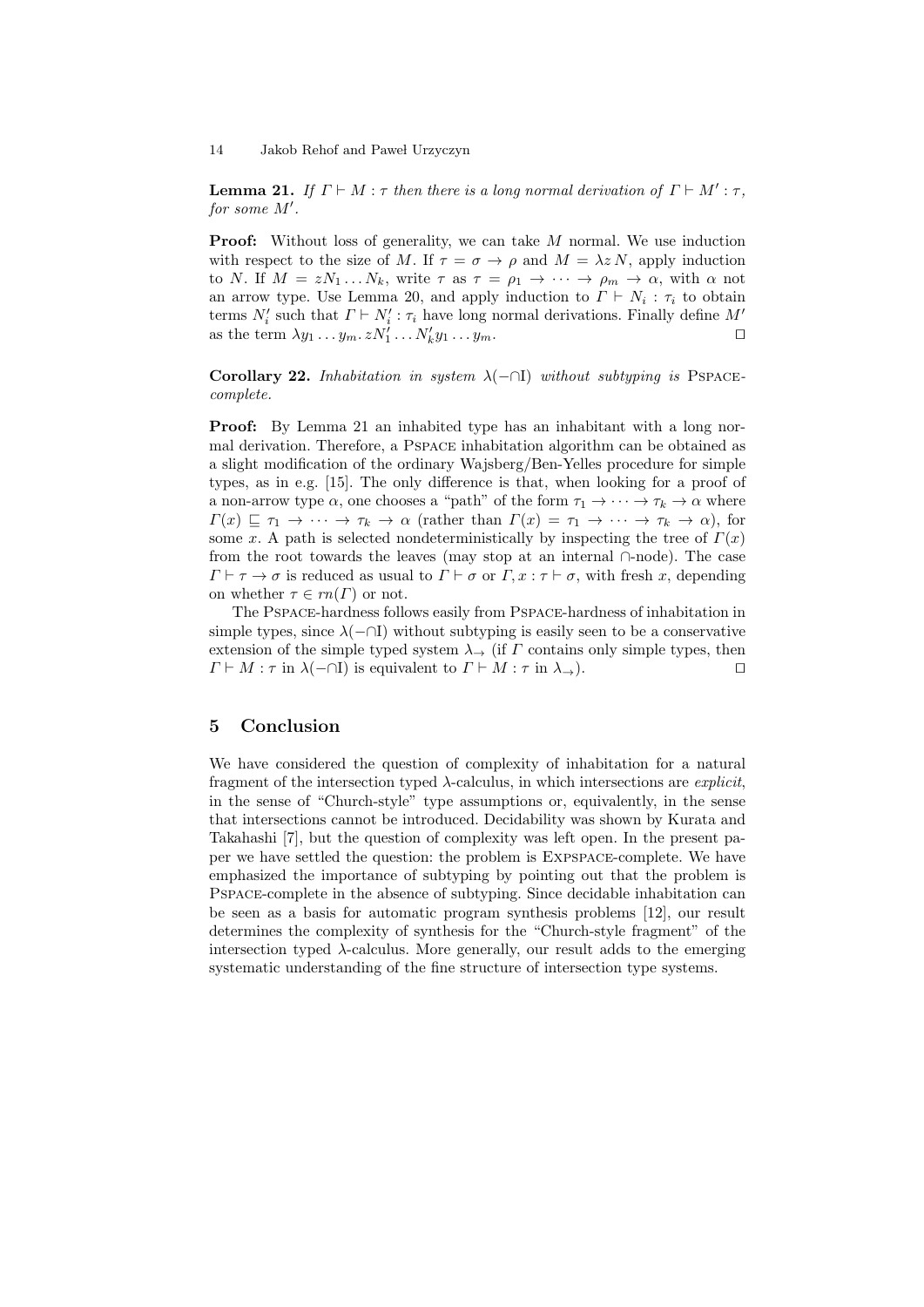**Lemma 21.** *If $\Gamma \vdash M : \tau$ then there is a long normal derivation of $\Gamma \vdash M' : \tau$, for some $M'$.*

**Proof:** Without loss of generality, we can take $M$ normal. We use induction with respect to the size of $M$. If $\tau = \sigma \to \rho$ and $M = \lambda z\, N$, apply induction to $N$. If $M = zN_1 \dots N_k$, write $\tau$ as $\tau = \rho_1 \to \cdots \to \rho_m \to \alpha$, with $\alpha$ not an arrow type. Use Lemma 20, and apply induction to $\Gamma \vdash N_i : \tau_i$ to obtain terms $N_i'$ such that $\Gamma \vdash N_i' : \tau_i$ have long normal derivations. Finally define $M'$ as the term $\lambda y_1 \dots y_m .\, zN_1' \dots N_k' y_1 \dots y_m$. ⊓⊔

**Corollary 22.** *Inhabitation in system $\lambda(-\cap\mathrm{I})$ without subtyping is* PSPACE*-complete.*

**Proof:** By Lemma 21 an inhabited type has an inhabitant with a long normal derivation. Therefore, a PSPACE inhabitation algorithm can be obtained as a slight modification of the ordinary Wajsberg/Ben-Yelles procedure for simple types, as in e.g. [15]. The only difference is that, when looking for a proof of a non-arrow type $\alpha$, one chooses a "path" of the form $\tau_1 \to \cdots \to \tau_k \to \alpha$ where $\Gamma(x) \sqsubseteq \tau_1 \to \cdots \to \tau_k \to \alpha$ (rather than $\Gamma(x) = \tau_1 \to \cdots \to \tau_k \to \alpha$), for some $x$. A path is selected nondeterministically by inspecting the tree of $\Gamma(x)$ from the root towards the leaves (may stop at an internal $\cap$-node). The case $\Gamma \vdash \tau \to \sigma$ is reduced as usual to $\Gamma \vdash \sigma$ or $\Gamma, x : \tau \vdash \sigma$, with fresh $x$, depending on whether $\tau \in rn(\Gamma)$ or not.

The PSPACE-hardness follows easily from PSPACE-hardness of inhabitation in simple types, since $\lambda(-\cap\mathrm{I})$ without subtyping is easily seen to be a conservative extension of the simple typed system $\lambda_\to$ (if $\Gamma$ contains only simple types, then $\Gamma \vdash M : \tau$ in $\lambda(-\cap\mathrm{I})$ is equivalent to $\Gamma \vdash M : \tau$ in $\lambda_\to$). ⊓⊔

## 5 Conclusion

We have considered the question of complexity of inhabitation for a natural fragment of the intersection typed $\lambda$-calculus, in which intersections are *explicit*, in the sense of "Church-style" type assumptions or, equivalently, in the sense that intersections cannot be introduced. Decidability was shown by Kurata and Takahashi [7], but the question of complexity was left open. In the present paper we have settled the question: the problem is EXPSPACE-complete. We have emphasized the importance of subtyping by pointing out that the problem is PSPACE-complete in the absence of subtyping. Since decidable inhabitation can be seen as a basis for automatic program synthesis problems [12], our result determines the complexity of synthesis for the "Church-style fragment" of the intersection typed $\lambda$-calculus. More generally, our result adds to the emerging systematic understanding of the fine structure of intersection type systems.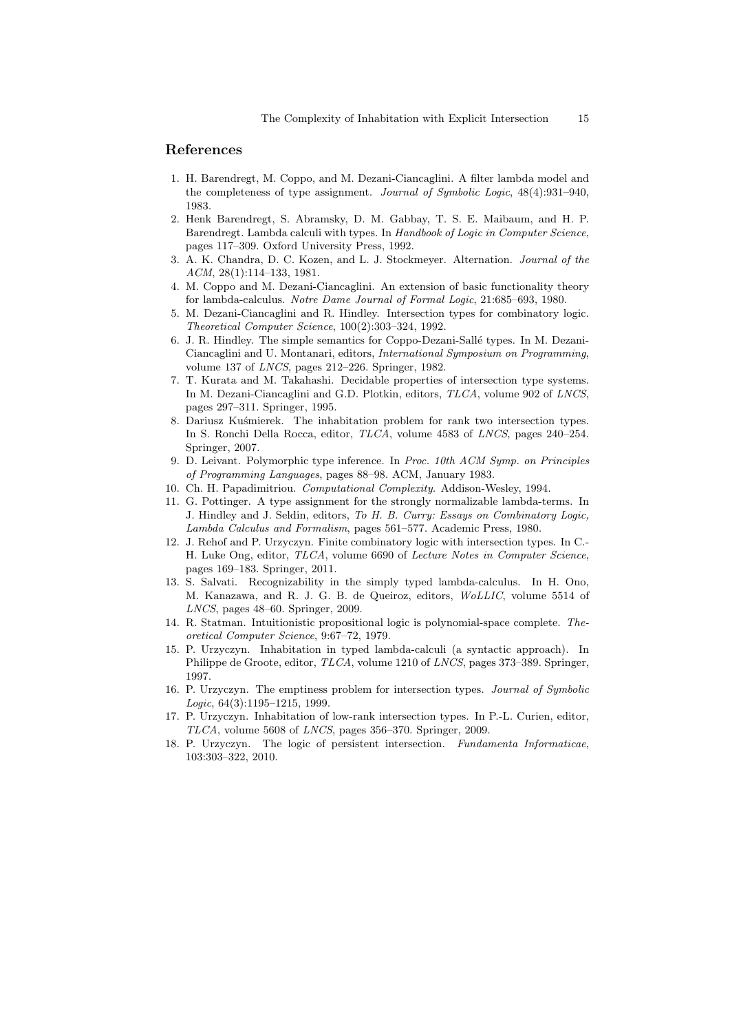## References

1. H. Barendregt, M. Coppo, and M. Dezani-Ciancaglini. A filter lambda model and the completeness of type assignment. *Journal of Symbolic Logic*, 48(4):931–940, 1983.
2. Henk Barendregt, S. Abramsky, D. M. Gabbay, T. S. E. Maibaum, and H. P. Barendregt. Lambda calculi with types. In *Handbook of Logic in Computer Science*, pages 117–309. Oxford University Press, 1992.
3. A. K. Chandra, D. C. Kozen, and L. J. Stockmeyer. Alternation. *Journal of the ACM*, 28(1):114–133, 1981.
4. M. Coppo and M. Dezani-Ciancaglini. An extension of basic functionality theory for lambda-calculus. *Notre Dame Journal of Formal Logic*, 21:685–693, 1980.
5. M. Dezani-Ciancaglini and R. Hindley. Intersection types for combinatory logic. *Theoretical Computer Science*, 100(2):303–324, 1992.
6. J. R. Hindley. The simple semantics for Coppo-Dezani-Sallé types. In M. Dezani-Ciancaglini and U. Montanari, editors, *International Symposium on Programming*, volume 137 of *LNCS*, pages 212–226. Springer, 1982.
7. T. Kurata and M. Takahashi. Decidable properties of intersection type systems. In M. Dezani-Ciancaglini and G.D. Plotkin, editors, *TLCA*, volume 902 of *LNCS*, pages 297–311. Springer, 1995.
8. Dariusz Kuśmierek. The inhabitation problem for rank two intersection types. In S. Ronchi Della Rocca, editor, *TLCA*, volume 4583 of *LNCS*, pages 240–254. Springer, 2007.
9. D. Leivant. Polymorphic type inference. In *Proc. 10th ACM Symp. on Principles of Programming Languages*, pages 88–98. ACM, January 1983.
10. Ch. H. Papadimitriou. *Computational Complexity*. Addison-Wesley, 1994.
11. G. Pottinger. A type assignment for the strongly normalizable lambda-terms. In J. Hindley and J. Seldin, editors, *To H. B. Curry: Essays on Combinatory Logic, Lambda Calculus and Formalism*, pages 561–577. Academic Press, 1980.
12. J. Rehof and P. Urzyczyn. Finite combinatory logic with intersection types. In C.-H. Luke Ong, editor, *TLCA*, volume 6690 of *Lecture Notes in Computer Science*, pages 169–183. Springer, 2011.
13. S. Salvati. Recognizability in the simply typed lambda-calculus. In H. Ono, M. Kanazawa, and R. J. G. B. de Queiroz, editors, *WoLLIC*, volume 5514 of *LNCS*, pages 48–60. Springer, 2009.
14. R. Statman. Intuitionistic propositional logic is polynomial-space complete. *Theoretical Computer Science*, 9:67–72, 1979.
15. P. Urzyczyn. Inhabitation in typed lambda-calculi (a syntactic approach). In Philippe de Groote, editor, *TLCA*, volume 1210 of *LNCS*, pages 373–389. Springer, 1997.
16. P. Urzyczyn. The emptiness problem for intersection types. *Journal of Symbolic Logic*, 64(3):1195–1215, 1999.
17. P. Urzyczyn. Inhabitation of low-rank intersection types. In P.-L. Curien, editor, *TLCA*, volume 5608 of *LNCS*, pages 356–370. Springer, 2009.
18. P. Urzyczyn. The logic of persistent intersection. *Fundamenta Informaticae*, 103:303–322, 2010.